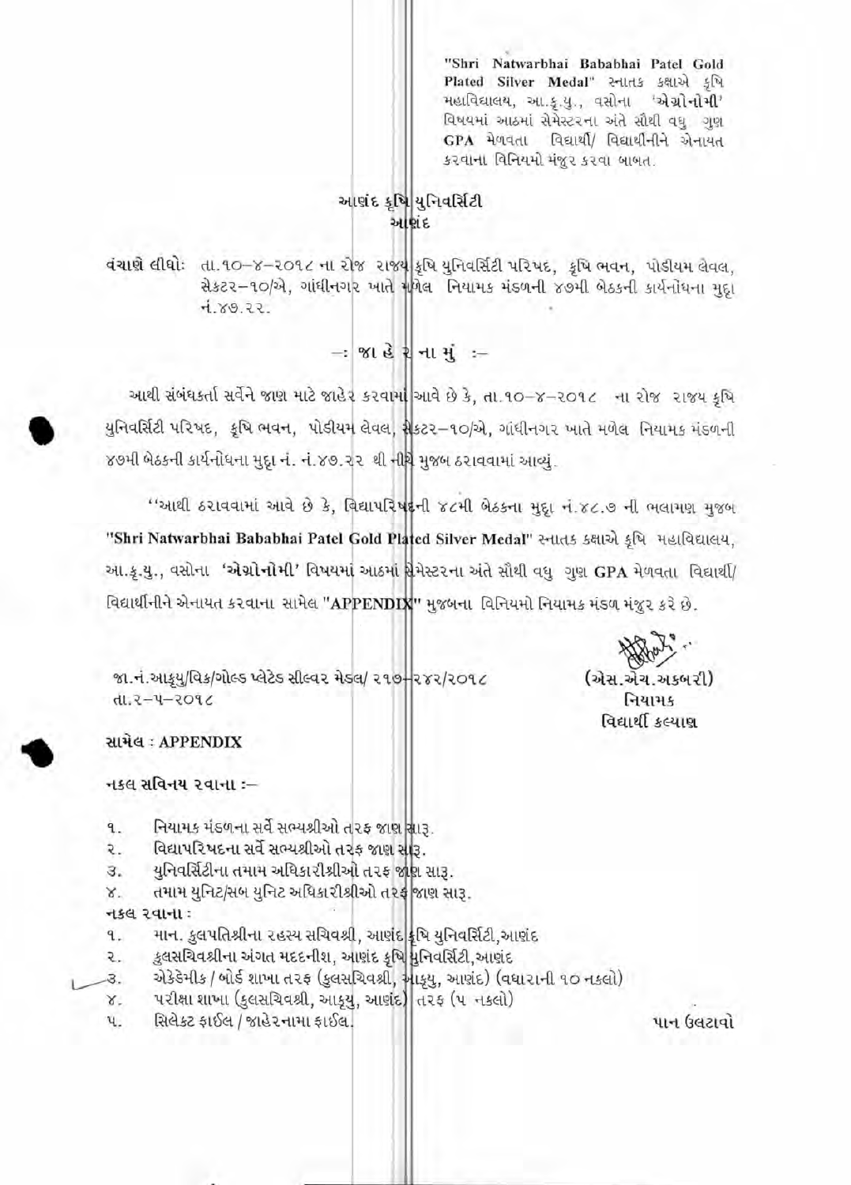"Shri Natwarbhai Bababhai Patel Gold Plated Silver Medal" સ્નાતક કક્ષાએ કૃષિ મહાવિદ્યાલય, આ.કૃ.યુ., વસોના **'એગ્રોનોમી'** વિષયમાં આઠમાં સેમેસ્ટરના અંતે સૌથી વધુ ગુણ **GPA** મેળવતા વિદ્યાર્થી/ વિદ્યાર્થીનીને એનાયત કરવાના વિનિયમો મંજુર કરવા બાબત.

## આણંદ કૃષિ યુનિવર્સિટી
### આણંદ

**વંચાણે લીધોઃ** તા.૧૦–૪–૨૦૧૮ ના રોજ રાજ્ય કૃષિ યુનિવર્સિટી પરિષદ, કૃષિ ભવન, પોડીયમ લેવલ, સેક્ટર–૧૦/એ, ગાંધીનગર ખાતે મળેલ નિયામક મંડળની ૪૭મી બેઠકની કાર્યનોંધના મુદ્દા નં.૪૭.૨૨.

### –: જા હે રના મું :–

આથી સંબંધકર્તા સર્વેને જાણ માટે જાહેર કરવામાં આવે છે કે, તા.૧૦–૪–૨૦૧૮ ના રોજ રાજ્ય કૃષિ યુનિવર્સિટી પરિષદ, કૃષિ ભવન, પોડીયમ લેવલ, સેક્ટર–૧૦/એ, ગાંધીનગર ખાતે મળેલ નિયામક મંડળની ૪૭મી બેઠકની કાર્યનોંધના મુદ્દા નં. નં.૪૭.૨૨ થી નીચે મુજબ ઠરાવવામાં આવ્યું.

"આથી ઠરાવવામાં આવે છે કે, વિદ્યાપરિષદની ૪૮મી બેઠકના મુદ્દા નં.૪૮.૭ ની ભલામણ મુજબ **"Shri Natwarbhai Bababhai Patel Gold Plated Silver Medal"** સ્નાતક કક્ષાએ કૃષિ મહાવિદ્યાલય, આ.કૃ.યુ., વસોના **'એગ્રોનોમી'** વિષયમાં આઠમાં સેમેસ્ટરના અંતે સૌથી વધુ ગુણ **GPA** મેળવતા વિદ્યાર્થી/ વિદ્યાર્થીનીને એનાયત કરવાના સામેલ **"APPENDIX"** મુજબના વિનિયમો નિયામક મંડળ મંજુર કરે છે.

જા.નં.આકૃયુ/વિક/ગોલ્ડ પ્લેટેડ સીલ્વર મેડલ/ ૨૧૭–૨૪૨/૨૦૧૮
તા.૨–૫–૨૦૧૮

(એસ.એચ.અકબરી)
નિયામક
વિદ્યાર્થી કલ્યાણ

**સામેલ : APPENDIX**

**નકલ સવિનય રવાના :–**

૧. નિયામક મંડળના સર્વે સભ્યશ્રીઓ તરફ જાણ સારૂ.
૨. વિદ્યાપરિષદના સર્વે સભ્યશ્રીઓ તરફ જાણ સારૂ.
૩. યુનિવર્સિટીના તમામ અધિકારીશ્રીઓ તરફ જાણ સારૂ.
૪. તમામ યુનિટ/સબ યુનિટ અધિકારીશ્રીઓ તરફ જાણ સારૂ.

**નકલ રવાના :**

૧. માન. કુલપતિશ્રીના રહસ્ય સચિવશ્રી, આણંદ કૃષિ યુનિવર્સિટી,આણંદ
૨. કુલસચિવશ્રીના અંગત મદદનીશ, આણંદ કૃષિ યુનિવર્સિટી,આણંદ
૩. એકેડેમીક / બોર્ડ શાખા તરફ (કુલસચિવશ્રી, આકૃયુ, આણંદ) (વધારાની ૧૦ નકલો)
૪. પરીક્ષા શાખા (કુલસચિવશ્રી, આકૃયુ, આણંદ) તરફ (૫ નકલો)
૫. સિલેક્ટ ફાઈલ / જાહેરનામા ફાઈલ.

પાન ઉલટાવો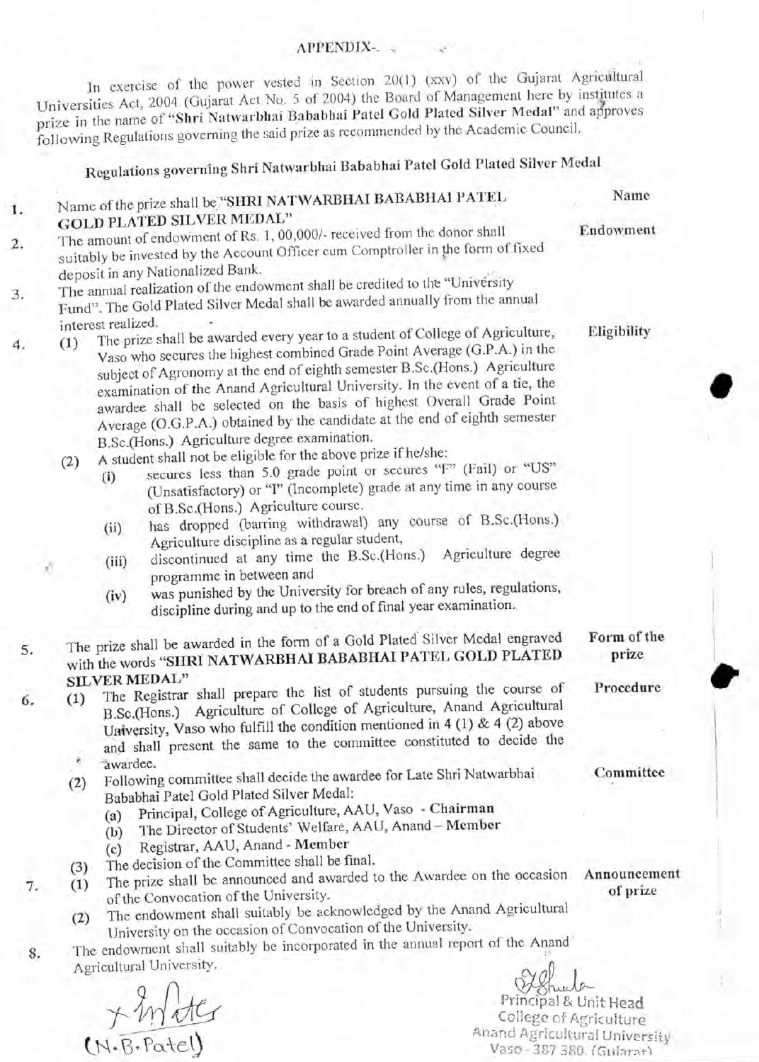APPENDIX-

In exercise of the power vested in Section 20(1) (xxv) of the Gujarat Agricultural Universities Act, 2004 (Gujarat Act No. 5 of 2004) the Board of Management here by institutes a prize in the name of "**Shri Natwarbhai Bababhai Patel Gold Plated Silver Medal**" and approves following Regulations governing the said prize as recommended by the Academic Council.

## Regulations governing Shri Natwarbhai Bababhai Patel Gold Plated Silver Medal

1. Name of the prize shall be "**SHRI NATWARBHAI BABABHAI PATEL GOLD PLATED SILVER MEDAL**" — **Name**

2. The amount of endowment of Rs. 1, 00,000/- received from the donor shall suitably be invested by the Account Officer cum Comptroller in the form of fixed deposit in any Nationalized Bank. — **Endowment**

3. The annual realization of the endowment shall be credited to the "University Fund". The Gold Plated Silver Medal shall be awarded annually from the annual interest realized.

4. **Eligibility**
   (1) The prize shall be awarded every year to a student of College of Agriculture, Vaso who secures the highest combined Grade Point Average (G.P.A.) in the subject of Agronomy at the end of eighth semester B.Sc.(Hons.) Agriculture examination of the Anand Agricultural University. In the event of a tie, the awardee shall be selected on the basis of highest Overall Grade Point Average (O.G.P.A.) obtained by the candidate at the end of eighth semester B.Sc.(Hons.) Agriculture degree examination.
   (2) A student shall not be eligible for the above prize if he/she:
      (i) secures less than 5.0 grade point or secures "F" (Fail) or "US" (Unsatisfactory) or "I" (Incomplete) grade at any time in any course of B.Sc.(Hons.) Agriculture course.
      (ii) has dropped (barring withdrawal) any course of B.Sc.(Hons.) Agriculture discipline as a regular student,
      (iii) discontinued at any time the B.Sc.(Hons.) Agriculture degree programme in between and
      (iv) was punished by the University for breach of any rules, regulations, discipline during and up to the end of final year examination.

5. The prize shall be awarded in the form of a Gold Plated Silver Medal engraved with the words "**SHRI NATWARBHAI BABABHAI PATEL GOLD PLATED SILVER MEDAL**" — **Form of the prize**

6. **Procedure**
   (1) The Registrar shall prepare the list of students pursuing the course of B.Sc.(Hons.) Agriculture of College of Agriculture, Anand Agricultural University, Vaso who fulfill the condition mentioned in 4 (1) & 4 (2) above and shall present the same to the committee constituted to decide the awardee.
   (2) Following committee shall decide the awardee for Late Shri Natwarbhai Bababhai Patel Gold Plated Silver Medal: — **Committee**
      (a) Principal, College of Agriculture, AAU, Vaso - **Chairman**
      (b) The Director of Students' Welfare, AAU, Anand – **Member**
      (c) Registrar, AAU, Anand - **Member**
   (3) The decision of the Committee shall be final.

7. **Announcement of prize**
   (1) The prize shall be announced and awarded to the Awardee on the occasion of the Convocation of the University.
   (2) The endowment shall suitably be acknowledged by the Anand Agricultural University on the occasion of Convocation of the University.

8. The endowment shall suitably be incorporated in the annual report of the Anand Agricultural University.

(N.B. Patel)

Principal & Unit Head
College of Agriculture
Anand Agricultural University
Vaso - 387 380. (Gujarat)